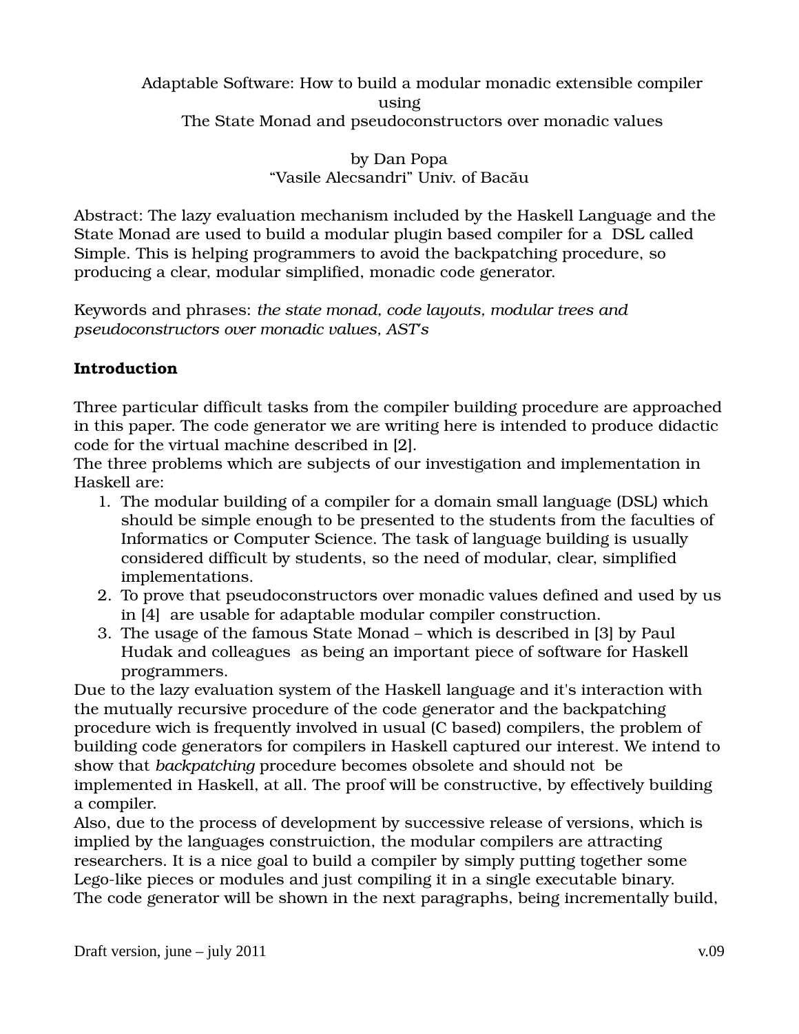# Adaptable Software: How to build a modular monadic extensible compiler using The State Monad and pseudoconstructors over monadic values

by Dan Popa
"Vasile Alecsandri" Univ. of Bacău

Abstract: The lazy evaluation mechanism included by the Haskell Language and the State Monad are used to build a modular plugin based compiler for a DSL called Simple. This is helping programmers to avoid the backpatching procedure, so producing a clear, modular simplified, monadic code generator.

Keywords and phrases: *the state monad, code layouts, modular trees and pseudoconstructors over monadic values, AST's*

## Introduction

Three particular difficult tasks from the compiler building procedure are approached in this paper. The code generator we are writing here is intended to produce didactic code for the virtual machine described in [2].
The three problems which are subjects of our investigation and implementation in Haskell are:

1. The modular building of a compiler for a domain small language (DSL) which should be simple enough to be presented to the students from the faculties of Informatics or Computer Science. The task of language building is usually considered difficult by students, so the need of modular, clear, simplified implementations.
2. To prove that pseudoconstructors over monadic values defined and used by us in [4] are usable for adaptable modular compiler construction.
3. The usage of the famous State Monad – which is described in [3] by Paul Hudak and colleagues as being an important piece of software for Haskell programmers.

Due to the lazy evaluation system of the Haskell language and it's interaction with the mutually recursive procedure of the code generator and the backpatching procedure wich is frequently involved in usual (C based) compilers, the problem of building code generators for compilers in Haskell captured our interest. We intend to show that *backpatching* procedure becomes obsolete and should not be implemented in Haskell, at all. The proof will be constructive, by effectively building a compiler.
Also, due to the process of development by successive release of versions, which is implied by the languages construiction, the modular compilers are attracting researchers. It is a nice goal to build a compiler by simply putting together some Lego-like pieces or modules and just compiling it in a single executable binary.
The code generator will be shown in the next paragraphs, being incrementally build,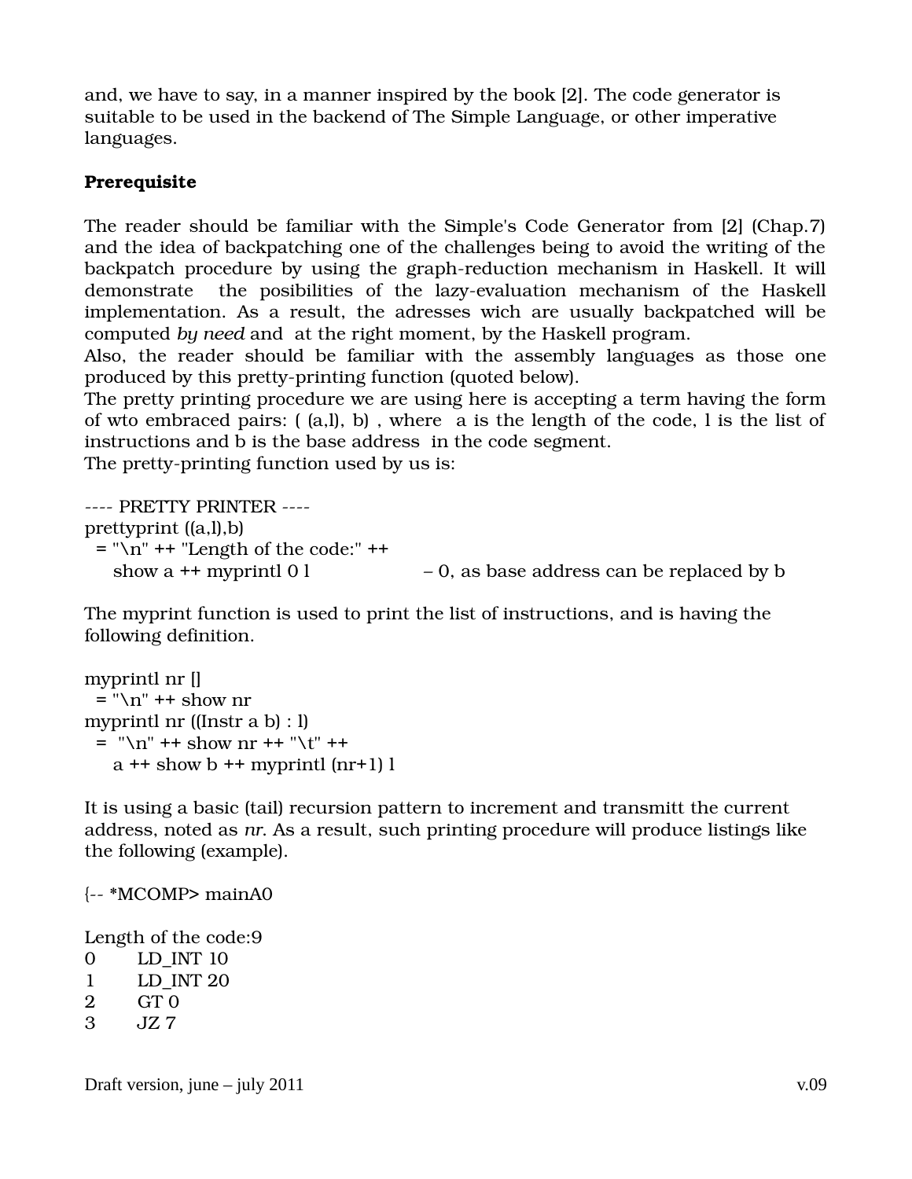and, we have to say, in a manner inspired by the book [2]. The code generator is suitable to be used in the backend of The Simple Language, or other imperative languages.

**Prerequisite**

The reader should be familiar with the Simple's Code Generator from [2] (Chap.7) and the idea of backpatching one of the challenges being to avoid the writing of the backpatch procedure by using the graph-reduction mechanism in Haskell. It will demonstrate the posibilities of the lazy-evaluation mechanism of the Haskell implementation. As a result, the adresses wich are usually backpatched will be computed *by need* and at the right moment, by the Haskell program.
Also, the reader should be familiar with the assembly languages as those one produced by this pretty-printing function (quoted below).
The pretty printing procedure we are using here is accepting a term having the form of wto embraced pairs: ( (a,l), b) , where a is the length of the code, l is the list of instructions and b is the base address in the code segment.
The pretty-printing function used by us is:

```
---- PRETTY PRINTER ----
prettyprint ((a,l),b)
  = "\n" ++ "Length of the code:" ++
    show a ++ myprintl 0 l                    – 0, as base address can be replaced by b
```

The myprint function is used to print the list of instructions, and is having the following definition.

```
myprintl nr []
  = "\n" ++ show nr
myprintl nr ((Instr a b) : l)
  =  "\n" ++ show nr ++ "\t" ++
    a ++ show b ++ myprintl (nr+1) l
```

It is using a basic (tail) recursion pattern to increment and transmitt the current address, noted as *nr*. As a result, such printing procedure will produce listings like the following (example).

```
{-- *MCOMP> mainA0

Length of the code:9
0       LD_INT 10
1       LD_INT 20
2       GT 0
3       JZ 7
```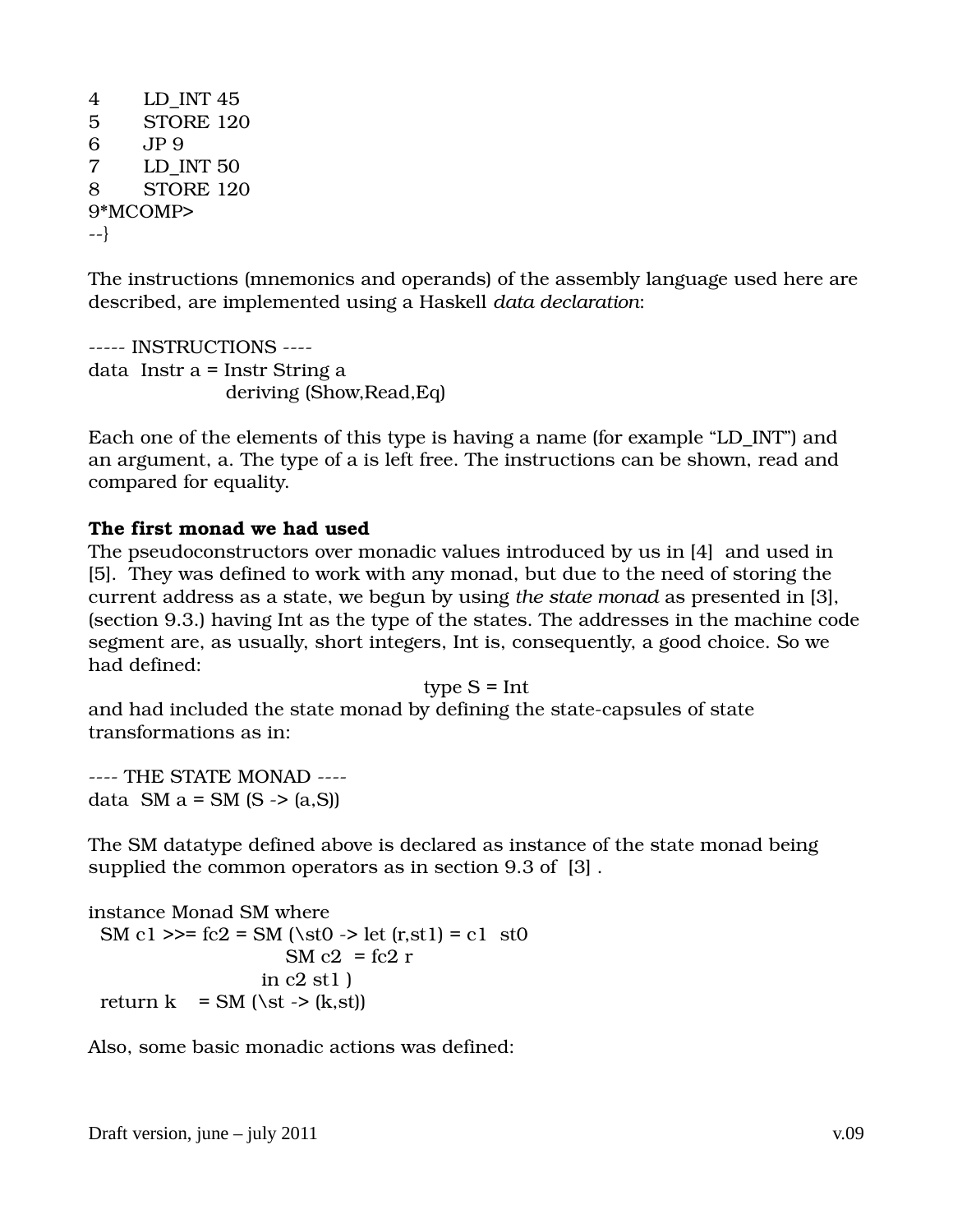```
4       LD_INT 45
5       STORE 120
6       JP 9
7       LD_INT 50
8       STORE 120
9*MCOMP>
--}
```

The instructions (mnemonics and operands) of the assembly language used here are described, are implemented using a Haskell *data declaration*:

```
----- INSTRUCTIONS ----
data  Instr a = Instr String a
                  deriving (Show,Read,Eq)
```

Each one of the elements of this type is having a name (for example “LD_INT”) and an argument, a. The type of a is left free. The instructions can be shown, read and compared for equality.

**The first monad we had used**

The pseudoconstructors over monadic values introduced by us in [4] and used in [5]. They was defined to work with any monad, but due to the need of storing the current address as a state, we begun by using *the state monad* as presented in [3], (section 9.3.) having Int as the type of the states. The addresses in the machine code segment are, as usually, short integers, Int is, consequently, a good choice. So we had defined:

```
type S = Int
```

and had included the state monad by defining the state-capsules of state transformations as in:

```
---- THE STATE MONAD ----
data  SM a = SM (S -> (a,S))
```

The SM datatype defined above is declared as instance of the state monad being supplied the common operators as in section 9.3 of [3] .

```
instance Monad SM where
  SM c1 >>= fc2 = SM (\st0 -> let (r,st1) = c1  st0
                             SM c2  = fc2 r
                         in c2 st1 )
  return k    = SM (\st -> (k,st))
```

Also, some basic monadic actions was defined: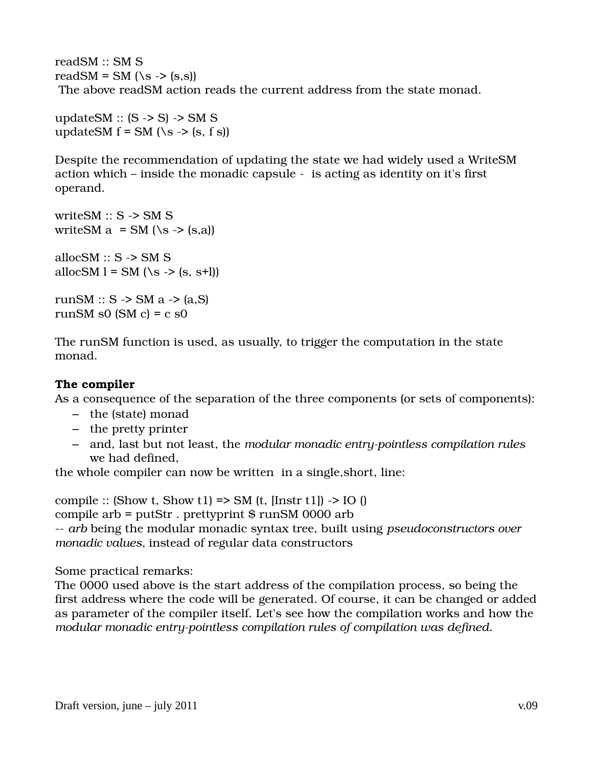```
readSM :: SM S
readSM = SM (\s -> (s,s))
```

The above readSM action reads the current address from the state monad.

```
updateSM :: (S -> S) -> SM S
updateSM f = SM (\s -> (s, f s))
```

Despite the recommendation of updating the state we had widely used a WriteSM action which – inside the monadic capsule - is acting as identity on it's first operand.

```
writeSM :: S -> SM S
writeSM a  = SM (\s -> (s,a))

allocSM :: S -> SM S
allocSM l = SM (\s -> (s, s+l))

runSM :: S -> SM a -> (a,S)
runSM s0 (SM c) = c s0
```

The runSM function is used, as usually, to trigger the computation in the state monad.

**The compiler**

As a consequence of the separation of the three components (or sets of components):

- the (state) monad
- the pretty printer
- and, last but not least, the *modular monadic entry-pointless compilation rules* we had defined,

the whole compiler can now be written in a single,short, line:

```
compile :: (Show t, Show t1) => SM (t, [Instr t1]) -> IO ()
compile arb = putStr . prettyprint $ runSM 0000 arb
```

-- *arb* being the modular monadic syntax tree, built using *pseudoconstructors over monadic values,* instead of regular data constructors

Some practical remarks:

The 0000 used above is the start address of the compilation process, so being the first address where the code will be generated. Of course, it can be changed or added as parameter of the compiler itself. Let's see how the compilation works and how the *modular monadic entry-pointless compilation rules of compilation was defined.*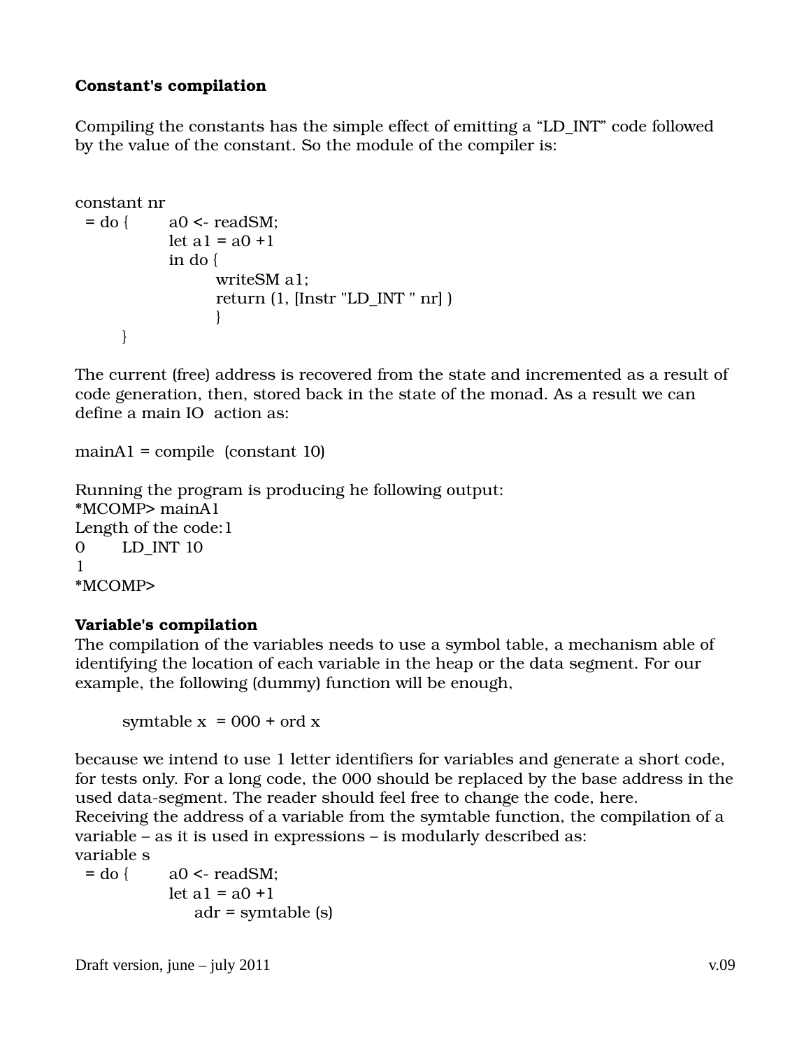**Constant's compilation**

Compiling the constants has the simple effect of emitting a “LD_INT” code followed by the value of the constant. So the module of the compiler is:

```
constant nr
  = do {      a0 <- readSM;
              let a1 = a0 +1
              in do {
                    writeSM a1;
                    return (1, [Instr "LD_INT " nr] )
                    }
       }
```

The current (free) address is recovered from the state and incremented as a result of code generation, then, stored back in the state of the monad. As a result we can define a main IO  action as:

```
mainA1 = compile  (constant 10)
```

Running the program is producing he following output:

```
*MCOMP> mainA1
Length of the code:1
0       LD_INT 10
1
*MCOMP>
```

**Variable's compilation**

The compilation of the variables needs to use a symbol table, a mechanism able of identifying the location of each variable in the heap or the data segment. For our example, the following (dummy) function will be enough,

```
symtable x  = 000 + ord x
```

because we intend to use 1 letter identifiers for variables and generate a short code, for tests only. For a long code, the 000 should be replaced by the base address in the used data-segment. The reader should feel free to change the code, here.
Receiving the address of a variable from the symtable function, the compilation of a variable – as it is used in expressions – is modularly described as:

```
variable s
  = do {      a0 <- readSM;
              let a1 = a0 +1
                  adr = symtable (s)
```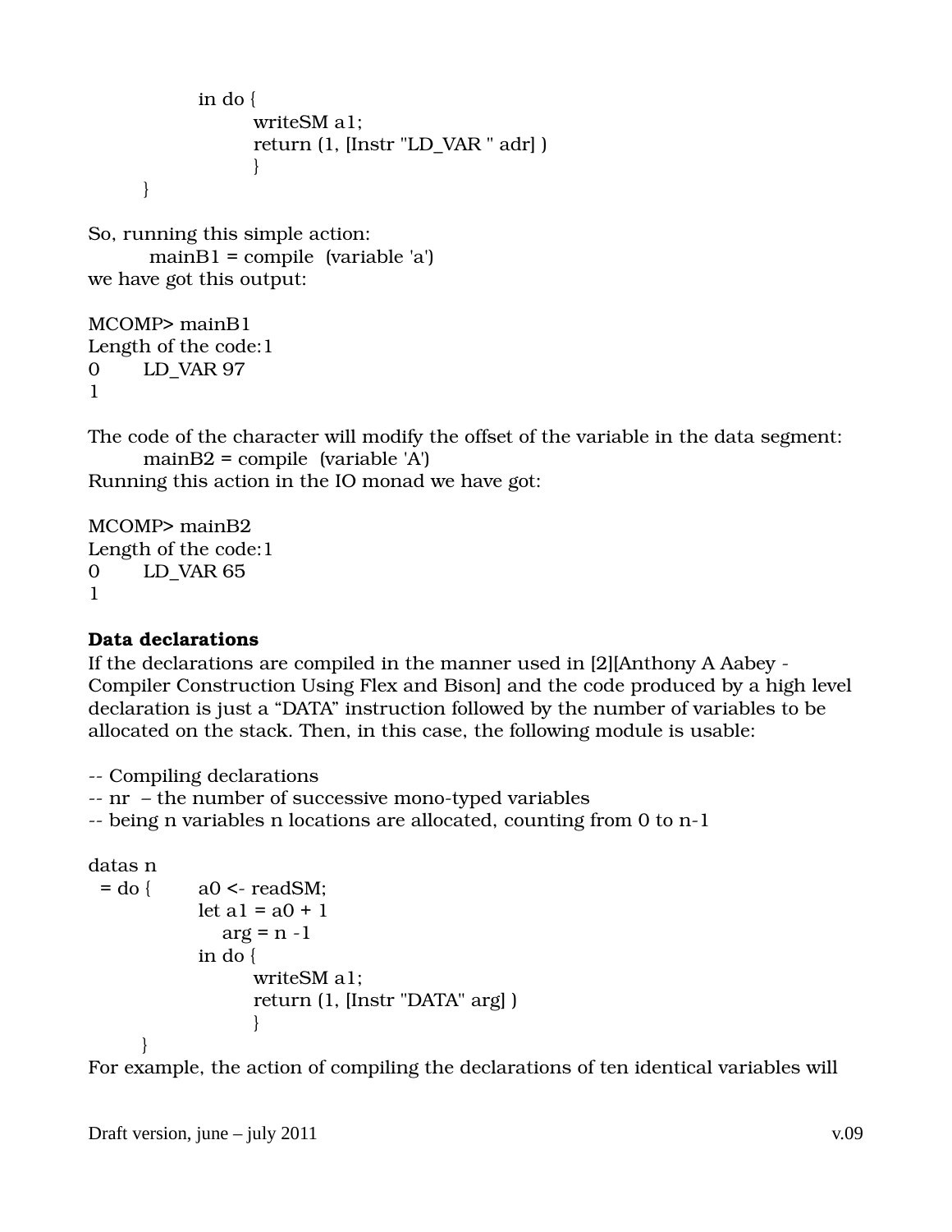```
            in do {
                    writeSM a1;
                    return (1, [Instr "LD_VAR " adr] )
                    }
        }
```

So, running this simple action:

```
mainB1 = compile  (variable 'a')
```

we have got this output:

```
MCOMP> mainB1
Length of the code:1
0       LD_VAR 97
1
```

The code of the character will modify the offset of the variable in the data segment:

```
mainB2 = compile  (variable 'A')
```

Running this action in the IO monad we have got:

```
MCOMP> mainB2
Length of the code:1
0       LD_VAR 65
1
```

**Data declarations**

If the declarations are compiled in the manner used in [2][Anthony A Aabey - Compiler Construction Using Flex and Bison] and the code produced by a high level declaration is just a “DATA” instruction followed by the number of variables to be allocated on the stack. Then, in this case, the following module is usable:

```
-- Compiling declarations
-- nr  – the number of successive mono-typed variables
-- being n variables n locations are allocated, counting from 0 to n-1

datas n
  = do {    a0 <- readSM;
            let a1 = a0 + 1
                arg = n -1
            in do {
                    writeSM a1;
                    return (1, [Instr "DATA" arg] )
                    }
        }
```

For example, the action of compiling the declarations of ten identical variables will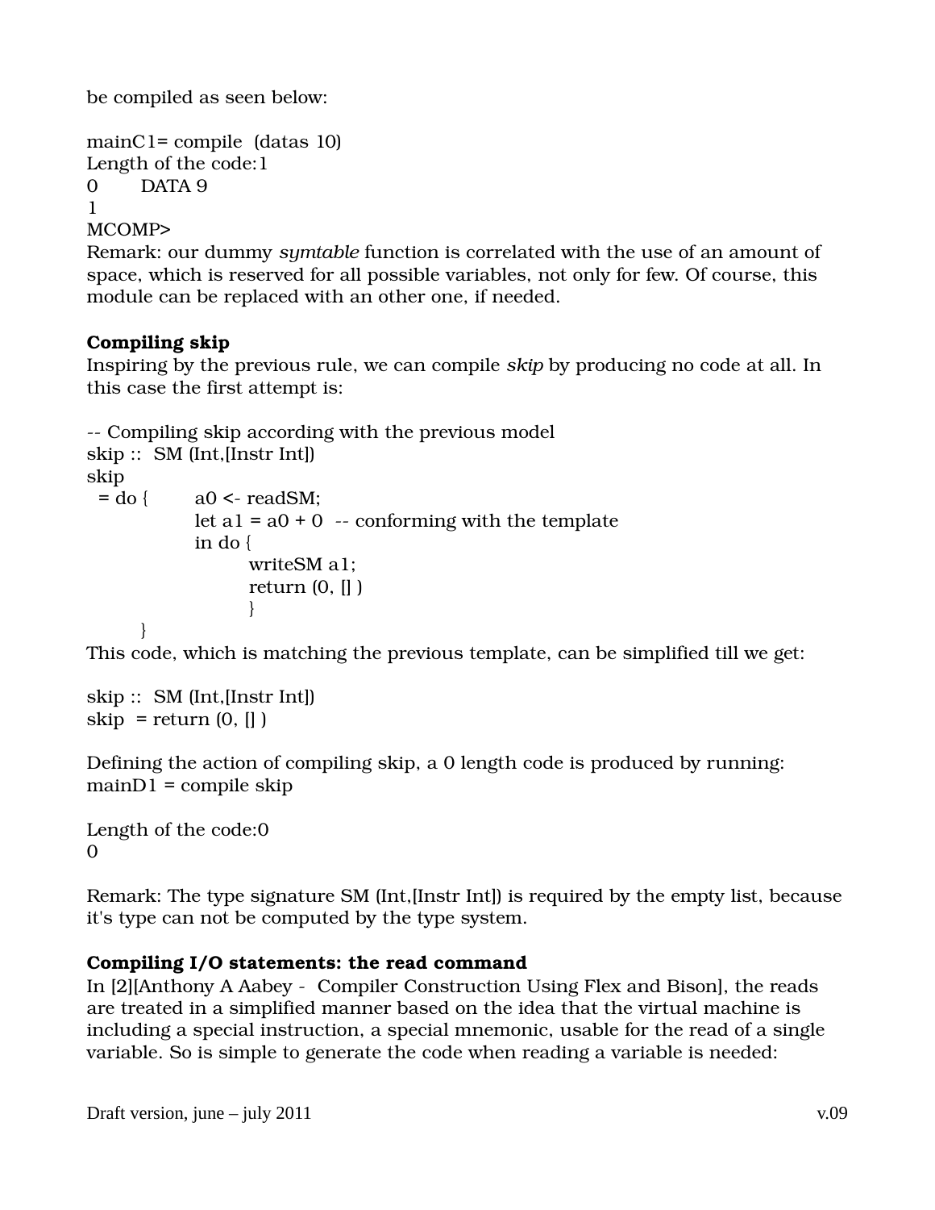be compiled as seen below:

```
mainC1= compile  (datas 10)
Length of the code:1
0       DATA 9
1
MCOMP>
```

Remark: our dummy *symtable* function is correlated with the use of an amount of space, which is reserved for all possible variables, not only for few. Of course, this module can be replaced with an other one, if needed.

**Compiling skip**

Inspiring by the previous rule, we can compile *skip* by producing no code at all. In this case the first attempt is:

```
-- Compiling skip according with the previous model
skip ::  SM (Int,[Instr Int])
skip
  = do {        a0 <- readSM;
                let a1 = a0 + 0  -- conforming with the template
                in do {
                        writeSM a1;
                        return (0, [] )
                        }
        }
```

This code, which is matching the previous template, can be simplified till we get:

```
skip ::  SM (Int,[Instr Int])
skip  = return (0, [] )
```

Defining the action of compiling skip, a 0 length code is produced by running:

```
mainD1 = compile skip

Length of the code:0
0
```

Remark: The type signature SM (Int,[Instr Int]) is required by the empty list, because it's type can not be computed by the type system.

**Compiling I/O statements: the read command**

In [2][Anthony A Aabey -  Compiler Construction Using Flex and Bison], the reads are treated in a simplified manner based on the idea that the virtual machine is including a special instruction, a special mnemonic, usable for the read of a single variable. So is simple to generate the code when reading a variable is needed: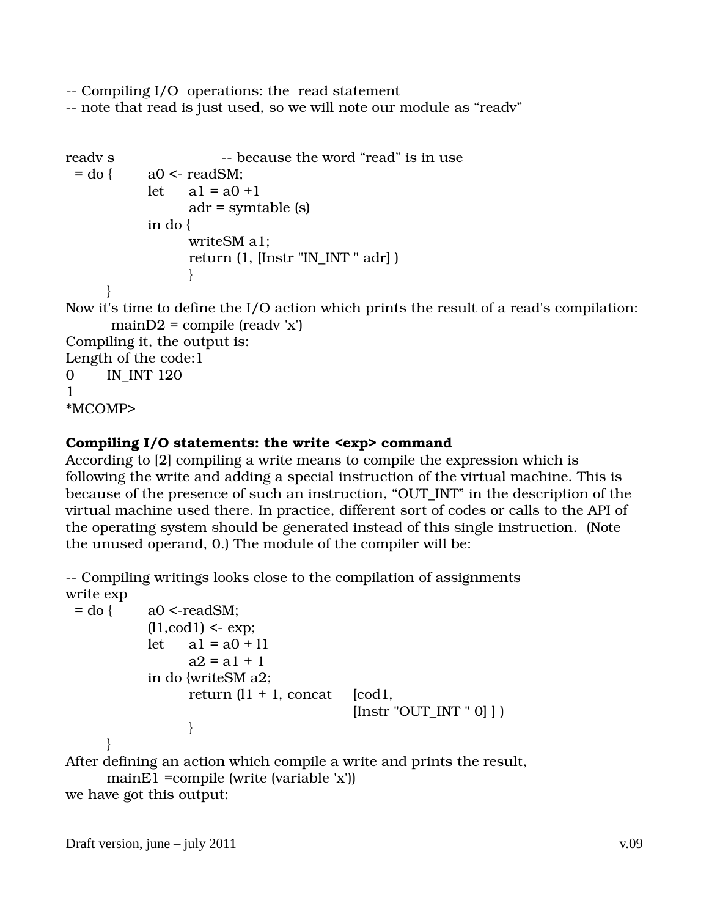```
-- Compiling I/O  operations: the  read statement
-- note that read is just used, so we will note our module as "readv"


readv s                    -- because the word "read" is in use
  = do {     a0 <- readSM;
             let    a1 = a0 +1
                    adr = symtable (s)
             in do {
                    writeSM a1;
                    return (1, [Instr "IN_INT " adr] )
                    }
       }
```

Now it's time to define the I/O action which prints the result of a read's compilation:

```
      mainD2 = compile (readv 'x')
```

Compiling it, the output is:

```
Length of the code:1
0       IN_INT 120
1
*MCOMP>
```

**Compiling I/O statements: the write <exp> command**

According to [2] compiling a write means to compile the expression which is following the write and adding a special instruction of the virtual machine. This is because of the presence of such an instruction, "OUT_INT" in the description of the virtual machine used there. In practice, different sort of codes or calls to the API of the operating system should be generated instead of this single instruction. (Note the unused operand, 0.) The module of the compiler will be:

```
-- Compiling writings looks close to the compilation of assignments
write exp
  = do {     a0 <-readSM;
             (l1,cod1) <- exp;
             let    a1 = a0 + l1
                    a2 = a1 + 1
             in do {writeSM a2;
                    return (l1 + 1, concat    [cod1,
                                               [Instr "OUT_INT " 0] ] )
                    }
       }
```

After defining an action which compile a write and prints the result,

```
      mainE1 =compile (write (variable 'x'))
```

we have got this output: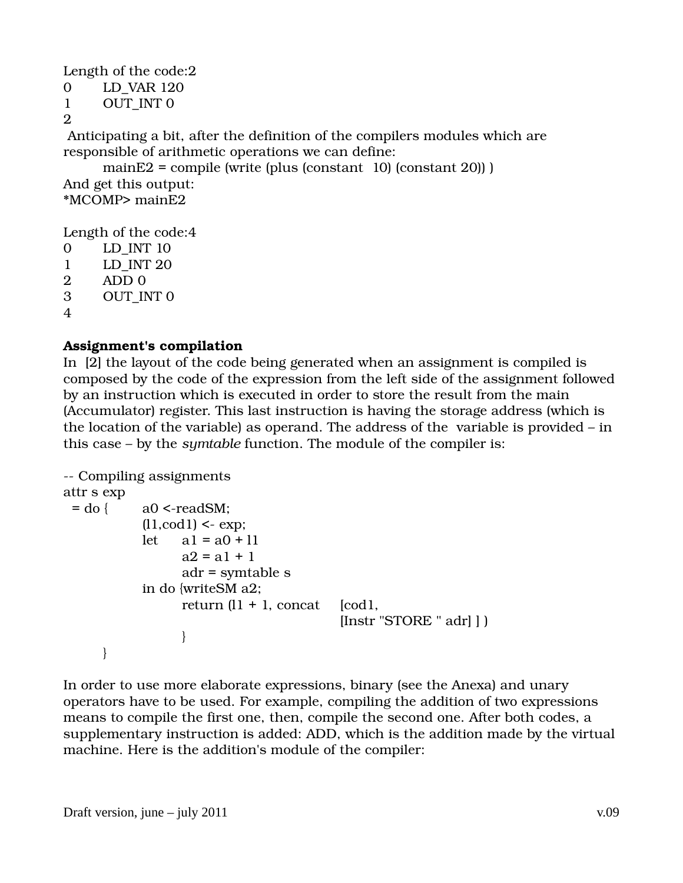Length of the code:2
0 LD_VAR 120
1 OUT_INT 0
2

Anticipating a bit, after the definition of the compilers modules which are responsible of arithmetic operations we can define:

```
mainE2 = compile (write (plus (constant  10) (constant 20)) )
```

And get this output:

```
*MCOMP> mainE2

Length of the code:4
0       LD_INT 10
1       LD_INT 20
2       ADD 0
3       OUT_INT 0
4
```

**Assignment's compilation**

In [2] the layout of the code being generated when an assignment is compiled is composed by the code of the expression from the left side of the assignment followed by an instruction which is executed in order to store the result from the main (Accumulator) register. This last instruction is having the storage address (which is the location of the variable) as operand. The address of the variable is provided – in this case – by the *symtable* function. The module of the compiler is:

```
-- Compiling assignments
attr s exp
  = do {    a0 <-readSM;
            (l1,cod1) <- exp;
            let   a1 = a0 + l1
                  a2 = a1 + 1
                  adr = symtable s
            in do {writeSM a2;
                  return (l1 + 1, concat    [cod1,
                                             [Instr "STORE " adr] ] )
                  }
       }
```

In order to use more elaborate expressions, binary (see the Anexa) and unary operators have to be used. For example, compiling the addition of two expressions means to compile the first one, then, compile the second one. After both codes, a supplementary instruction is added: ADD, which is the addition made by the virtual machine. Here is the addition's module of the compiler: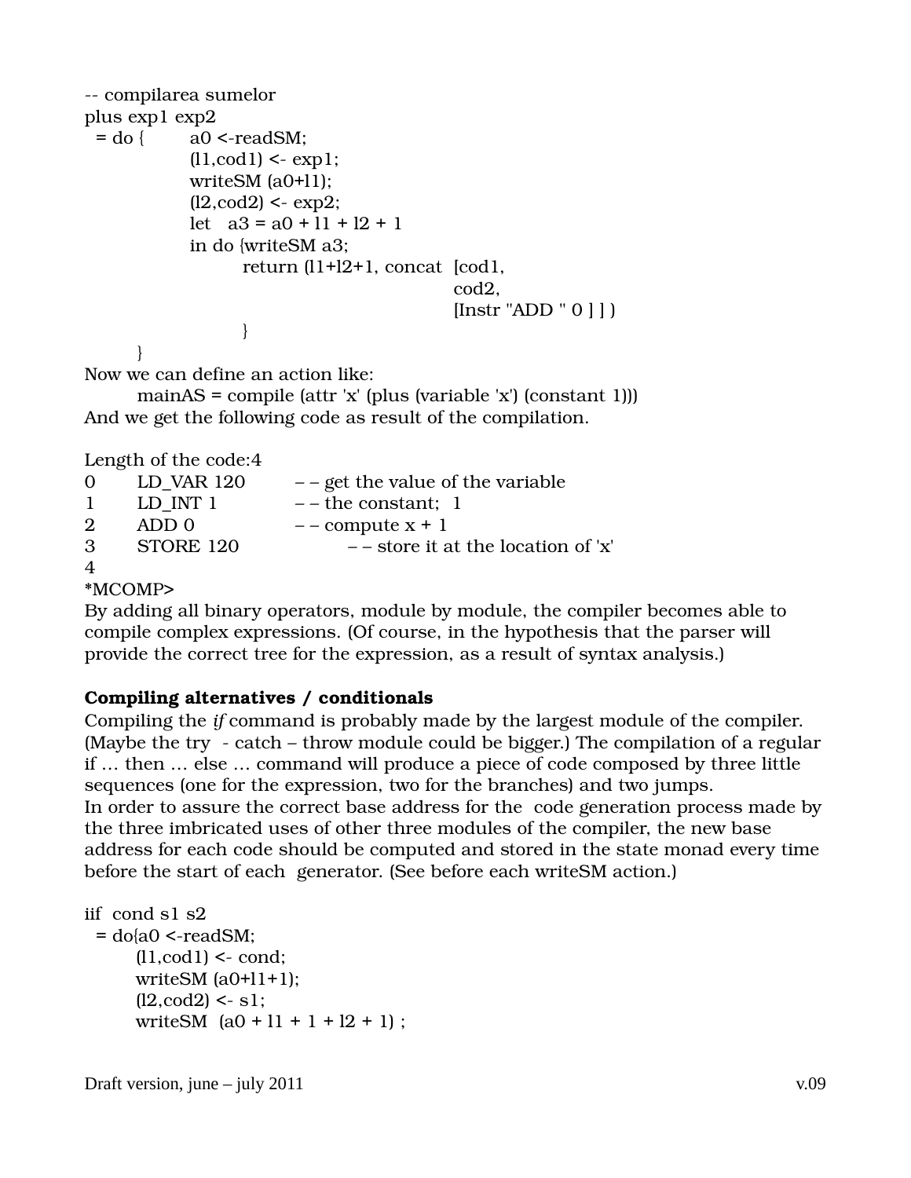```
-- compilarea sumelor
plus exp1 exp2
  = do {      a0 <-readSM;
              (l1,cod1) <- exp1;
              writeSM (a0+l1);
              (l2,cod2) <- exp2;
              let   a3 = a0 + l1 + l2 + 1
              in do {writeSM a3;
                    return (l1+l2+1, concat  [cod1,
                                              cod2,
                                              [Instr "ADD " 0 ] ] )
                    }
       }
```

Now we can define an action like:

```
mainAS = compile (attr 'x' (plus (variable 'x') (constant 1)))
```

And we get the following code as result of the compilation.

```
Length of the code:4
0       LD_VAR 120        – – get the value of the variable
1       LD_INT 1          – – the constant;  1
2       ADD 0             – – compute x + 1
3       STORE 120                – – store it at the location of 'x'
4
*MCOMP>
```

By adding all binary operators, module by module, the compiler becomes able to compile complex expressions. (Of course, in the hypothesis that the parser will provide the correct tree for the expression, as a result of syntax analysis.)

**Compiling alternatives / conditionals**

Compiling the *if* command is probably made by the largest module of the compiler. (Maybe the try - catch – throw module could be bigger.) The compilation of a regular if … then … else … command will produce a piece of code composed by three little sequences (one for the expression, two for the branches) and two jumps.
In order to assure the correct base address for the code generation process made by the three imbricated uses of other three modules of the compiler, the new base address for each code should be computed and stored in the state monad every time before the start of each generator. (See before each writeSM action.)

```
iif  cond s1 s2
  = do{a0 <-readSM;
       (l1,cod1) <- cond;
       writeSM (a0+l1+1);
       (l2,cod2) <- s1;
       writeSM  (a0 + l1 + 1 + l2 + 1) ;
```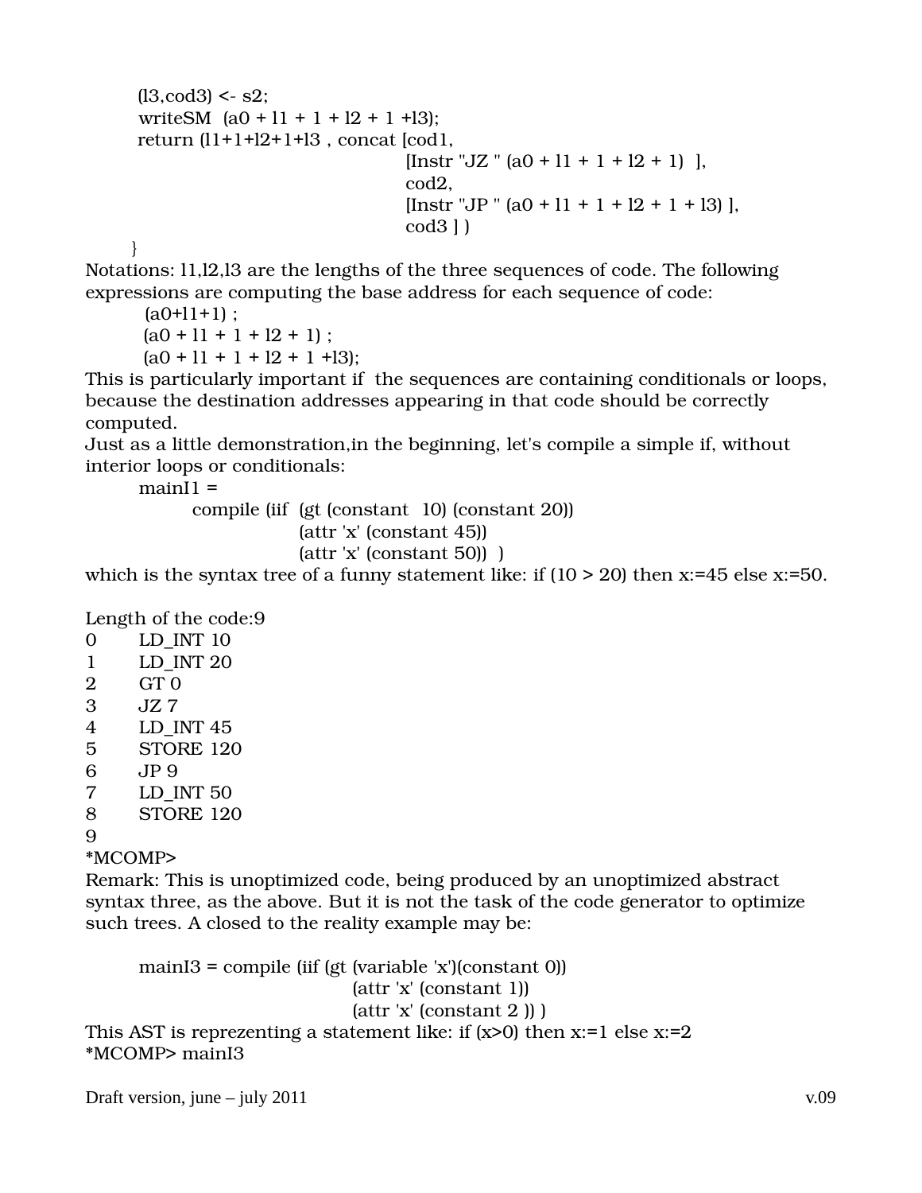```
        (l3,cod3) <- s2;
        writeSM  (a0 + l1 + 1 + l2 + 1 +l3);
        return (l1+1+l2+1+l3 , concat [cod1,
                                       [Instr "JZ " (a0 + l1 + 1 + l2 + 1)  ],
                                       cod2,
                                       [Instr "JP " (a0 + l1 + 1 + l2 + 1 + l3) ],
                                       cod3 ] )
       }
```

Notations: l1,l2,l3 are the lengths of the three sequences of code. The following expressions are computing the base address for each sequence of code:

```
 (a0+l1+1) ;
 (a0 + l1 + 1 + l2 + 1) ;
 (a0 + l1 + 1 + l2 + 1 +l3);
```

This is particularly important if the sequences are containing conditionals or loops, because the destination addresses appearing in that code should be correctly computed.

Just as a little demonstration,in the beginning, let's compile a simple if, without interior loops or conditionals:

```
        mainI1 =
               compile (iif  (gt (constant  10) (constant 20))
                             (attr 'x' (constant 45))
                             (attr 'x' (constant 50))  )
```

which is the syntax tree of a funny statement like: if (10 > 20) then x:=45 else x:=50.

```
Length of the code:9
0       LD_INT 10
1       LD_INT 20
2       GT 0
3       JZ 7
4       LD_INT 45
5       STORE 120
6       JP 9
7       LD_INT 50
8       STORE 120
9
*MCOMP>
```

Remark: This is unoptimized code, being produced by an unoptimized abstract syntax three, as the above. But it is not the task of the code generator to optimize such trees. A closed to the reality example may be:

```
        mainI3 = compile (iif (gt (variable 'x')(constant 0))
                              (attr 'x' (constant 1))
                              (attr 'x' (constant 2 )) )
```

This AST is reprezenting a statement like: if (x>0) then x:=1 else x:=2

```
*MCOMP> mainI3
```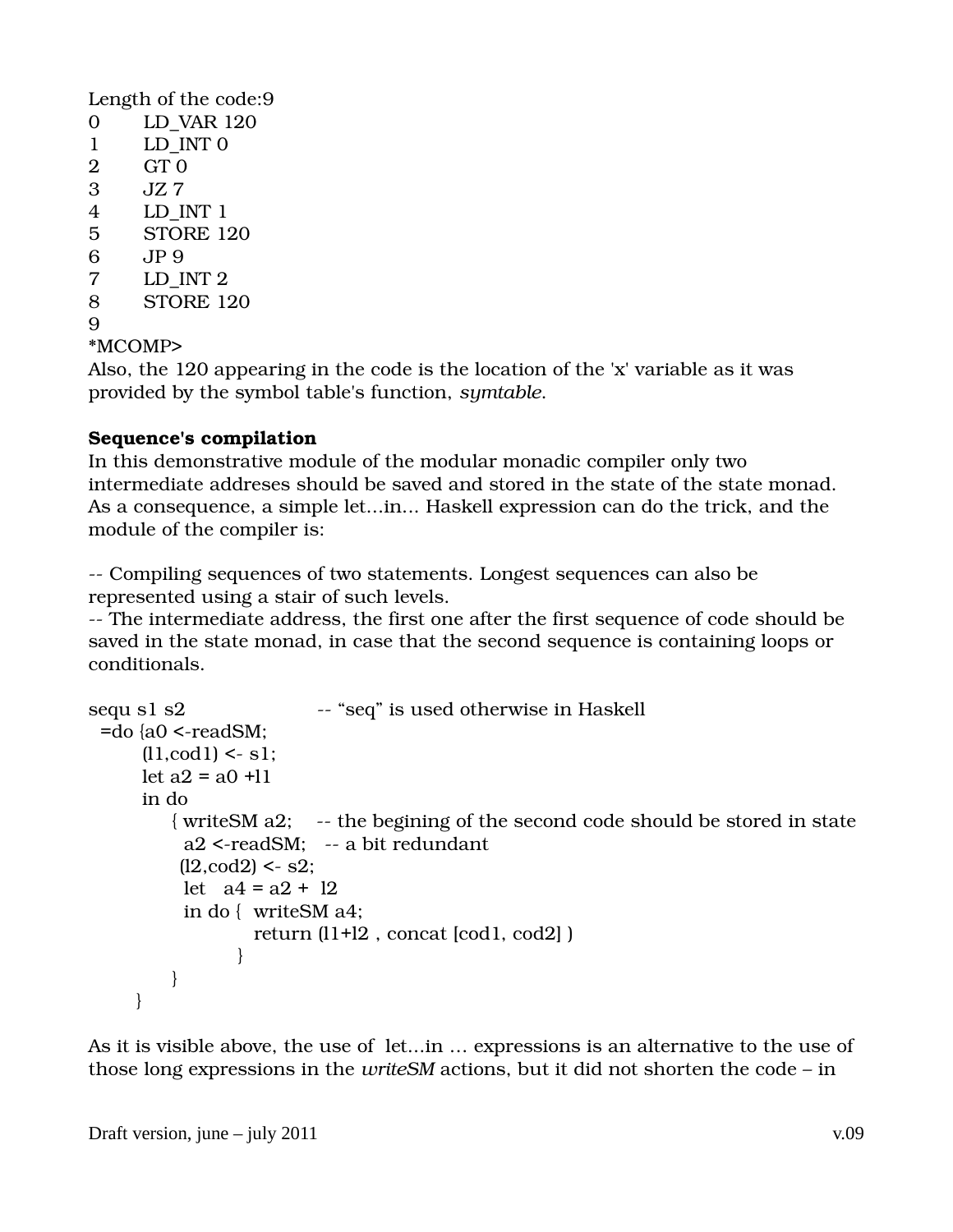Length of the code:9

```
0       LD_VAR 120
1       LD_INT 0
2       GT 0
3       JZ 7
4       LD_INT 1
5       STORE 120
6       JP 9
7       LD_INT 2
8       STORE 120
9
*MCOMP>
```

Also, the 120 appearing in the code is the location of the 'x' variable as it was provided by the symbol table's function, *symtable*.

**Sequence's compilation**

In this demonstrative module of the modular monadic compiler only two intermediate addreses should be saved and stored in the state of the state monad. As a consequence, a simple let...in... Haskell expression can do the trick, and the module of the compiler is:

```
-- Compiling sequences of two statements. Longest sequences can also be represented using a stair of such levels.
-- The intermediate address, the first one after the first sequence of code should be saved in the state monad, in case that the second sequence is containing loops or conditionals.

sequ s1 s2                    -- "seq" is used otherwise in Haskell
  =do {a0 <-readSM;
       (l1,cod1) <- s1;
       let a2 = a0 +l1
       in do
           { writeSM a2;    -- the begining of the second code should be stored in state
             a2 <-readSM;   -- a bit redundant
            (l2,cod2) <- s2;
             let   a4 = a2 +  l2
             in do {  writeSM a4;
                      return (l1+l2 , concat [cod1, cod2] )
                   }
           }
      }
```

As it is visible above, the use of let...in ... expressions is an alternative to the use of those long expressions in the *writeSM* actions, but it did not shorten the code – in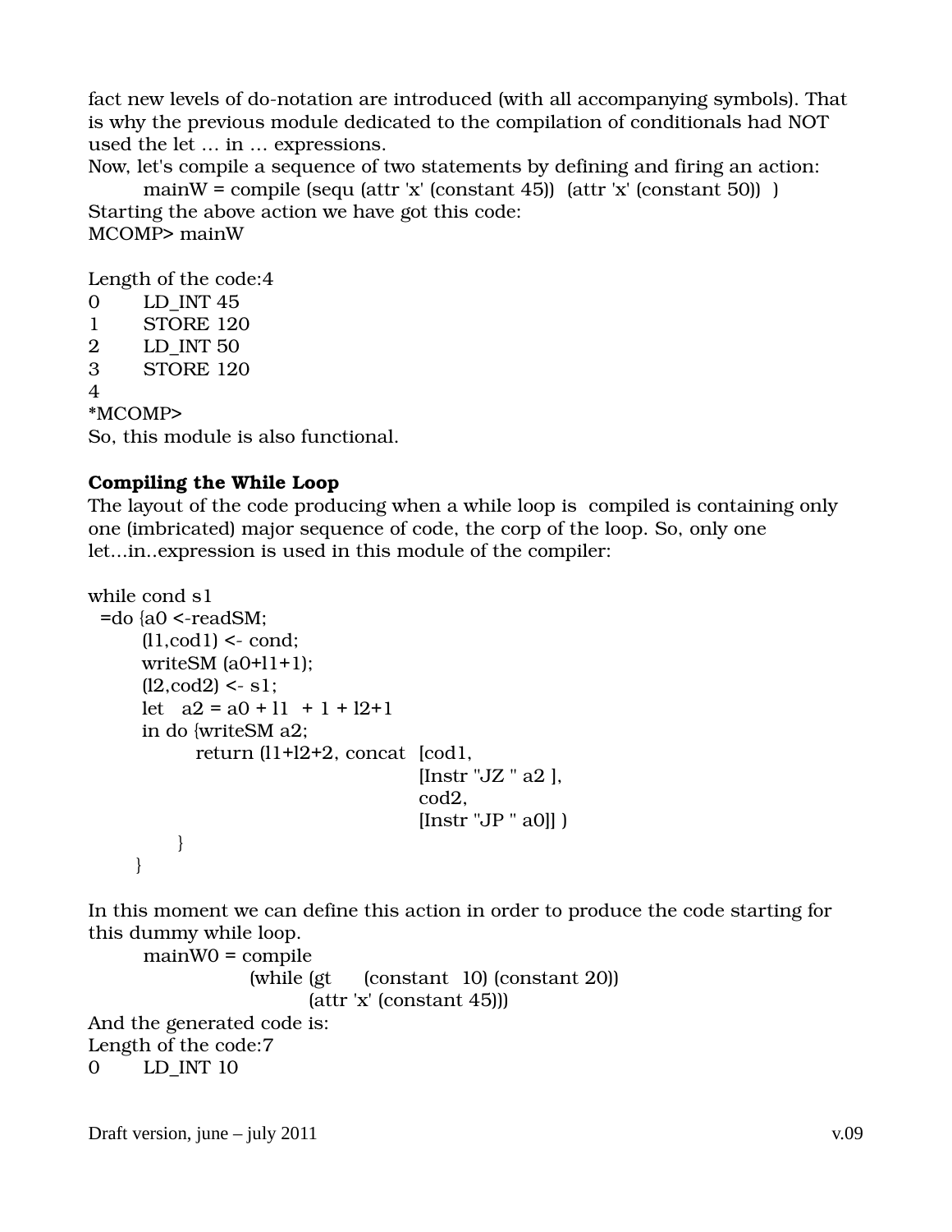fact new levels of do-notation are introduced (with all accompanying symbols). That is why the previous module dedicated to the compilation of conditionals had NOT used the let ... in ... expressions.

Now, let's compile a sequence of two statements by defining and firing an action:

```
mainW = compile (sequ (attr 'x' (constant 45))  (attr 'x' (constant 50))  )
```

Starting the above action we have got this code:

```
MCOMP> mainW

Length of the code:4
0       LD_INT 45
1       STORE 120
2       LD_INT 50
3       STORE 120
4
*MCOMP>
```

So, this module is also functional.

**Compiling the While Loop**

The layout of the code producing when a while loop is compiled is containing only one (imbricated) major sequence of code, the corp of the loop. So, only one let...in..expression is used in this module of the compiler:

```
while cond s1
  =do {a0 <-readSM;
       (l1,cod1) <- cond;
       writeSM (a0+l1+1);
       (l2,cod2) <- s1;
       let   a2 = a0 + l1  + 1 + l2+1
       in do {writeSM a2;
              return (l1+l2+2, concat  [cod1,
                                       [Instr "JZ " a2 ],
                                       cod2,
                                       [Instr "JP " a0]] )
             }
      }
```

In this moment we can define this action in order to produce the code starting for this dummy while loop.

```
mainW0 = compile
              (while (gt      (constant   10) (constant 20))
                     (attr 'x' (constant 45)))
```

And the generated code is:

```
Length of the code:7
0       LD_INT 10
```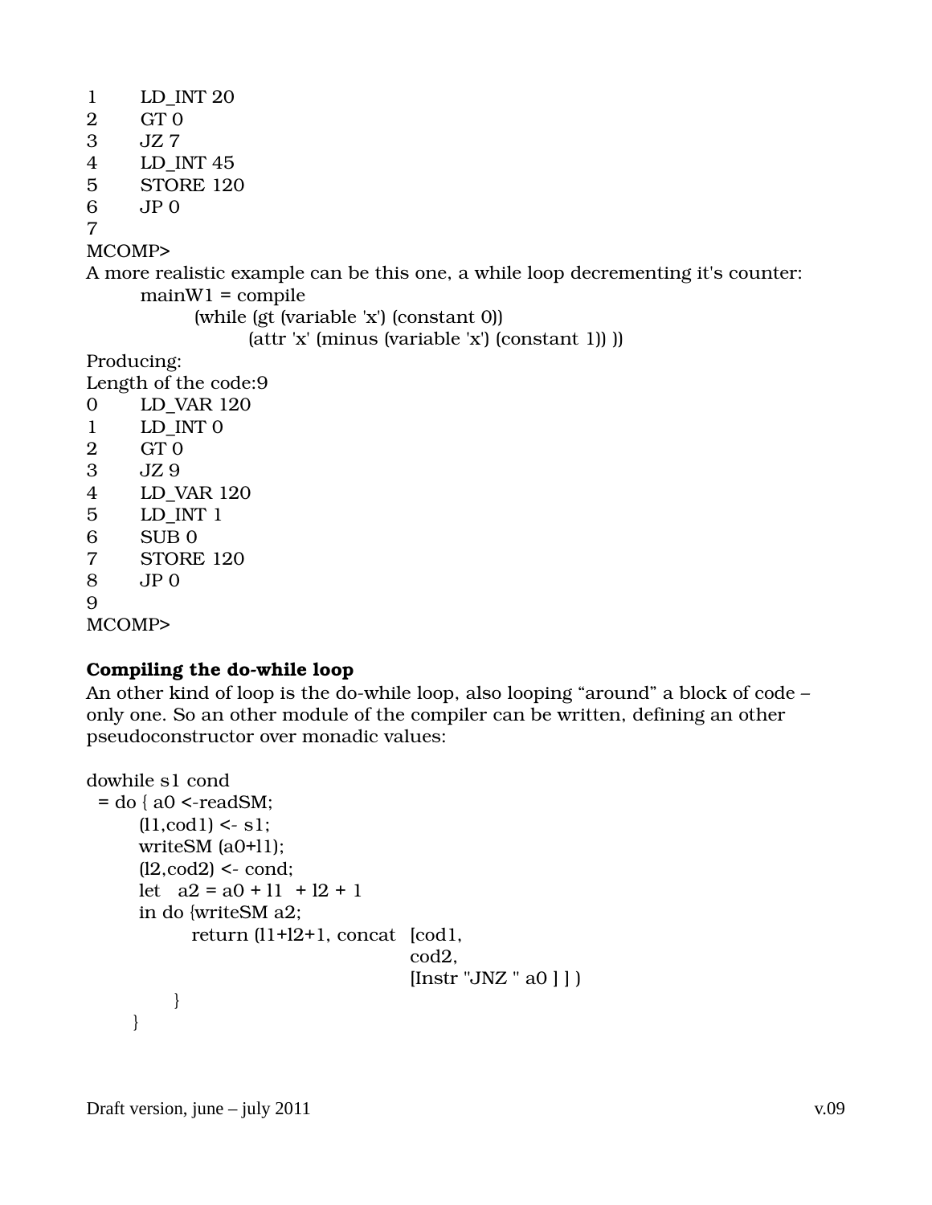```
1       LD_INT 20
2       GT 0
3       JZ 7
4       LD_INT 45
5       STORE 120
6       JP 0
7
MCOMP>
```

A more realistic example can be this one, a while loop decrementing it's counter:

```
mainW1 = compile
       (while (gt (variable 'x') (constant 0))
              (attr 'x' (minus (variable 'x') (constant 1)) ))
```

Producing:

```
Length of the code:9
0       LD_VAR 120
1       LD_INT 0
2       GT 0
3       JZ 9
4       LD_VAR 120
5       LD_INT 1
6       SUB 0
7       STORE 120
8       JP 0
9
MCOMP>
```

**Compiling the do-while loop**

An other kind of loop is the do-while loop, also looping “around” a block of code – only one. So an other module of the compiler can be written, defining an other pseudoconstructor over monadic values:

```
dowhile s1 cond
  = do { a0 <-readSM;
       (l1,cod1) <- s1;
       writeSM (a0+l1);
       (l2,cod2) <- cond;
       let   a2 = a0 + l1  + l2 + 1
       in do {writeSM a2;
              return (l1+l2+1, concat  [cod1,
                                        cod2,
                                        [Instr "JNZ " a0 ] ] )
            }
       }
```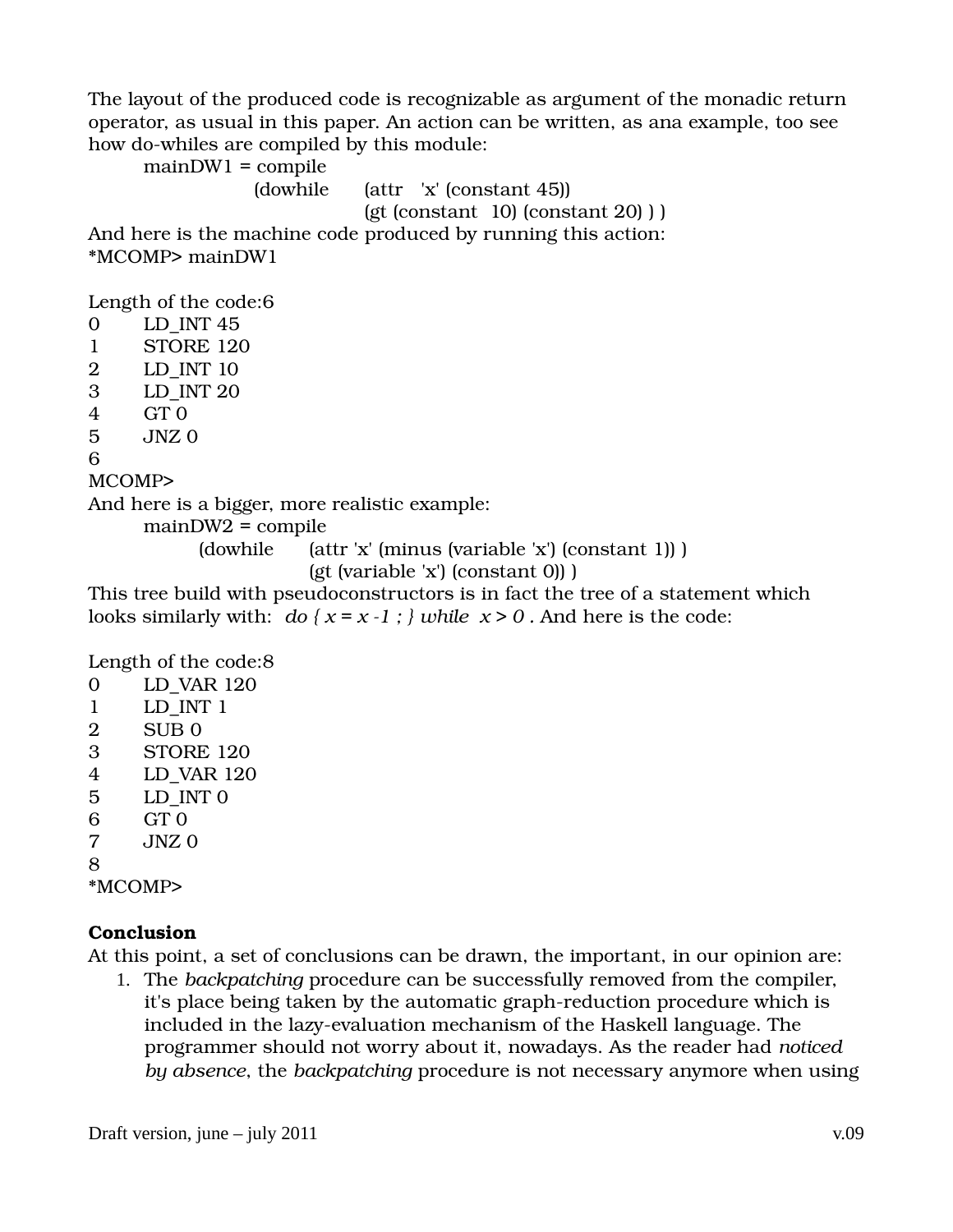The layout of the produced code is recognizable as argument of the monadic return operator, as usual in this paper. An action can be written, as ana example, too see how do-whiles are compiled by this module:

```
mainDW1 = compile
            (dowhile   (attr  'x' (constant 45))
                       (gt (constant  10) (constant 20) ) )
```

And here is the machine code produced by running this action:

```
*MCOMP> mainDW1

Length of the code:6
0       LD_INT 45
1       STORE 120
2       LD_INT 10
3       LD_INT 20
4       GT 0
5       JNZ 0
6
MCOMP>
```

And here is a bigger, more realistic example:

```
mainDW2 = compile
        (dowhile     (attr 'x' (minus (variable 'x') (constant 1)) )
                     (gt (variable 'x') (constant 0)) )
```

This tree build with pseudoconstructors is in fact the tree of a statement which looks similarly with: *do { x = x -1 ; } while  x > 0* . And here is the code:

```
Length of the code:8
0       LD_VAR 120
1       LD_INT 1
2       SUB 0
3       STORE 120
4       LD_VAR 120
5       LD_INT 0
6       GT 0
7       JNZ 0
8
*MCOMP>
```

**Conclusion**

At this point, a set of conclusions can be drawn, the important, in our opinion are:

1. The *backpatching* procedure can be successfully removed from the compiler, it's place being taken by the automatic graph-reduction procedure which is included in the lazy-evaluation mechanism of the Haskell language. The programmer should not worry about it, nowadays. As the reader had *noticed by absence*, the *backpatching* procedure is not necessary anymore when using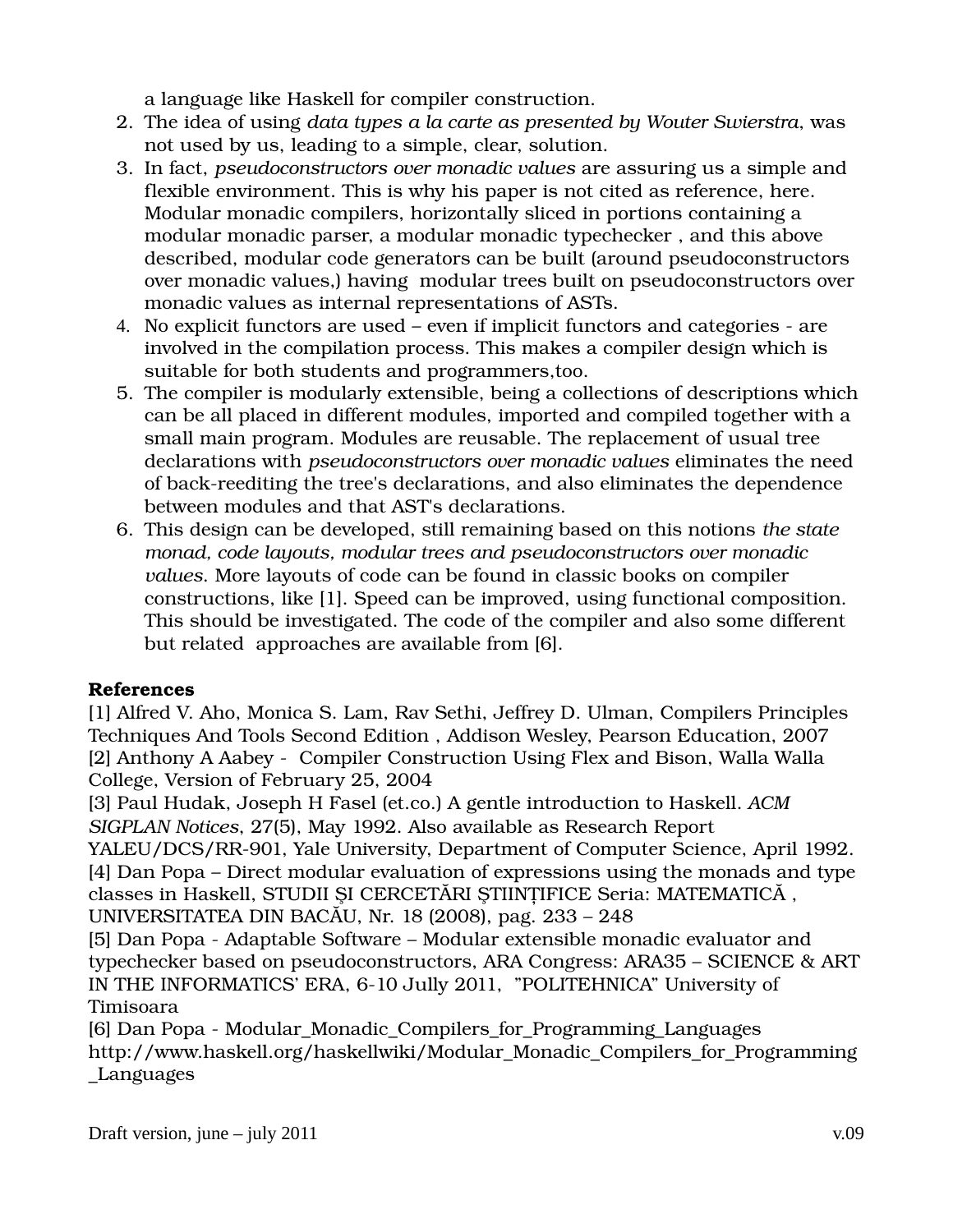a language like Haskell for compiler construction.

2. The idea of using *data types a la carte as presented by Wouter Swierstra*, was not used by us, leading to a simple, clear, solution.
3. In fact, *pseudoconstructors over monadic values* are assuring us a simple and flexible environment. This is why his paper is not cited as reference, here. Modular monadic compilers, horizontally sliced in portions containing a modular monadic parser, a modular monadic typechecker , and this above described, modular code generators can be built (around pseudoconstructors over monadic values,) having modular trees built on pseudoconstructors over monadic values as internal representations of ASTs.
4. No explicit functors are used – even if implicit functors and categories - are involved in the compilation process. This makes a compiler design which is suitable for both students and programmers,too.
5. The compiler is modularly extensible, being a collections of descriptions which can be all placed in different modules, imported and compiled together with a small main program. Modules are reusable. The replacement of usual tree declarations with *pseudoconstructors over monadic values* eliminates the need of back-reediting the tree's declarations, and also eliminates the dependence between modules and that AST's declarations.
6. This design can be developed, still remaining based on this notions *the state monad, code layouts, modular trees and pseudoconstructors over monadic values.* More layouts of code can be found in classic books on compiler constructions, like [1]. Speed can be improved, using functional composition. This should be investigated. The code of the compiler and also some different but related approaches are available from [6].

**References**

[1] Alfred V. Aho, Monica S. Lam, Rav Sethi, Jeffrey D. Ulman, Compilers Principles Techniques And Tools Second Edition , Addison Wesley, Pearson Education, 2007
[2] Anthony A Aabey - Compiler Construction Using Flex and Bison, Walla Walla College, Version of February 25, 2004
[3] Paul Hudak, Joseph H Fasel (et.co.) A gentle introduction to Haskell. *ACM SIGPLAN Notices*, 27(5), May 1992. Also available as Research Report YALEU/DCS/RR-901, Yale University, Department of Computer Science, April 1992.
[4] Dan Popa – Direct modular evaluation of expressions using the monads and type classes in Haskell, STUDII ŞI CERCETĂRI ŞTIINŢIFICE Seria: MATEMATICĂ , UNIVERSITATEA DIN BACĂU, Nr. 18 (2008), pag. 233 – 248
[5] Dan Popa - Adaptable Software – Modular extensible monadic evaluator and typechecker based on pseudoconstructors, ARA Congress: ARA35 – SCIENCE & ART IN THE INFORMATICS' ERA, 6-10 Jully 2011, "POLITEHNICA" University of Timisoara
[6] Dan Popa - Modular_Monadic_Compilers_for_Programming_Languages http://www.haskell.org/haskellwiki/Modular_Monadic_Compilers_for_Programming_Languages

Draft version, june – july 2011 v.09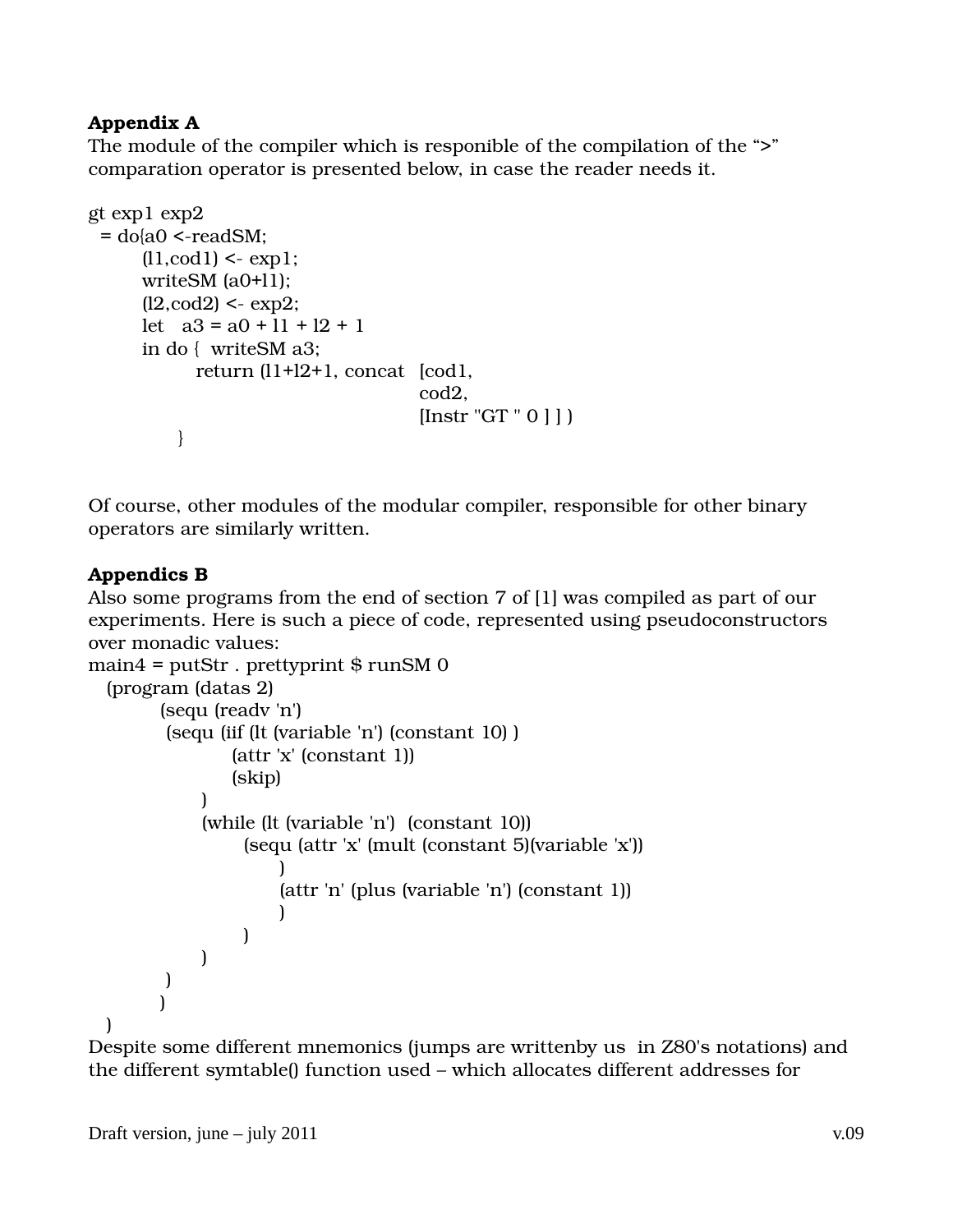**Appendix A**

The module of the compiler which is responible of the compilation of the “>” comparation operator is presented below, in case the reader needs it.

```
gt exp1 exp2
  = do{a0 <-readSM;
       (l1,cod1) <- exp1;
       writeSM (a0+l1);
       (l2,cod2) <- exp2;
       let   a3 = a0 + l1 + l2 + 1
       in do {  writeSM a3;
              return (l1+l2+1, concat  [cod1,
                                        cod2,
                                        [Instr "GT " 0 ] ] )
            }
```

Of course, other modules of the modular compiler, responsible for other binary operators are similarly written.

**Appendics B**

Also some programs from the end of section 7 of [1] was compiled as part of our experiments. Here is such a piece of code, represented using pseudoconstructors over monadic values:

```
main4 = putStr . prettyprint $ runSM 0
   (program (datas 2)
          (sequ (readv 'n')
           (sequ (iif (lt (variable 'n') (constant 10) )
                    (attr 'x' (constant 1))
                    (skip)
                )
                (while (lt (variable 'n')  (constant 10))
                      (sequ (attr 'x' (mult (constant 5)(variable 'x'))
                           )
                           (attr 'n' (plus (variable 'n') (constant 1))
                           )
                      )
                )
           )
          )
   )
```

Despite some different mnemonics (jumps are writtenby us  in Z80's notations) and the different symtable() function used – which allocates different addresses for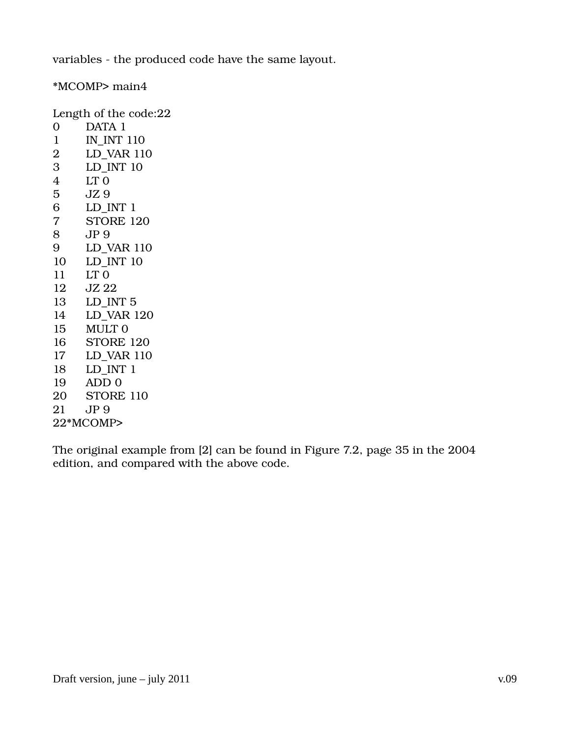variables - the produced code have the same layout.

```
*MCOMP> main4

Length of the code:22
0       DATA 1
1       IN_INT 110
2       LD_VAR 110
3       LD_INT 10
4       LT 0
5       JZ 9
6       LD_INT 1
7       STORE 120
8       JP 9
9       LD_VAR 110
10      LD_INT 10
11      LT 0
12      JZ 22
13      LD_INT 5
14      LD_VAR 120
15      MULT 0
16      STORE 120
17      LD_VAR 110
18      LD_INT 1
19      ADD 0
20      STORE 110
21      JP 9
22*MCOMP>
```

The original example from [2] can be found in Figure 7.2, page 35 in the 2004 edition, and compared with the above code.